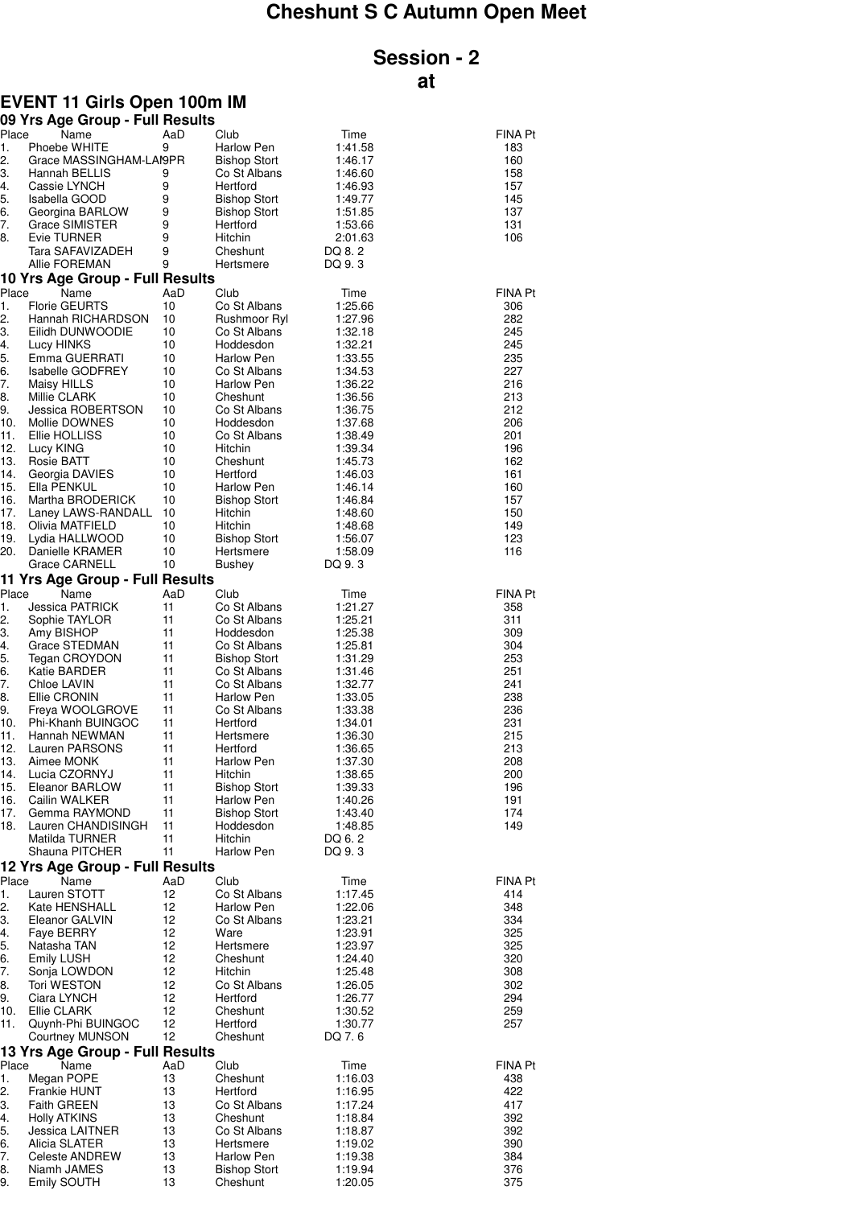# Cheshunt S C Autumn Open Meet

## Session - 2
## at

### EVENT 11 Girls Open 100m IM

#### 09 Yrs Age Group - Full Results

| Place | Name | AaD | Club | Time | FINA Pt |
|---|---|---|---|---|---|
| 1. | Phoebe WHITE | 9 | Harlow Pen | 1:41.58 | 183 |
| 2. | Grace MASSINGHAM-LAMPR | 9 | Bishop Stort | 1:46.17 | 160 |
| 3. | Hannah BELLIS | 9 | Co St Albans | 1:46.60 | 158 |
| 4. | Cassie LYNCH | 9 | Hertford | 1:46.93 | 157 |
| 5. | Isabella GOOD | 9 | Bishop Stort | 1:49.77 | 145 |
| 6. | Georgina BARLOW | 9 | Bishop Stort | 1:51.85 | 137 |
| 7. | Grace SIMISTER | 9 | Hertford | 1:53.66 | 131 |
| 8. | Evie TURNER | 9 | Hitchin | 2:01.63 | 106 |
| | Tara SAFAVIZADEH | 9 | Cheshunt | DQ 8. 2 | |
| | Allie FOREMAN | 9 | Hertsmere | DQ 9. 3 | |

#### 10 Yrs Age Group - Full Results

| Place | Name | AaD | Club | Time | FINA Pt |
|---|---|---|---|---|---|
| 1. | Florie GEURTS | 10 | Co St Albans | 1:25.66 | 306 |
| 2. | Hannah RICHARDSON | 10 | Rushmoor Ryl | 1:27.96 | 282 |
| 3. | Eilidh DUNWOODIE | 10 | Co St Albans | 1:32.18 | 245 |
| 4. | Lucy HINKS | 10 | Hoddesdon | 1:32.21 | 245 |
| 5. | Emma GUERRATI | 10 | Harlow Pen | 1:33.55 | 235 |
| 6. | Isabelle GODFREY | 10 | Co St Albans | 1:34.53 | 227 |
| 7. | Maisy HILLS | 10 | Harlow Pen | 1:36.22 | 216 |
| 8. | Millie CLARK | 10 | Cheshunt | 1:36.56 | 213 |
| 9. | Jessica ROBERTSON | 10 | Co St Albans | 1:36.75 | 212 |
| 10. | Mollie DOWNES | 10 | Hoddesdon | 1:37.68 | 206 |
| 11. | Ellie HOLLISS | 10 | Co St Albans | 1:38.49 | 201 |
| 12. | Lucy KING | 10 | Hitchin | 1:39.34 | 196 |
| 13. | Rosie BATT | 10 | Cheshunt | 1:45.73 | 162 |
| 14. | Georgia DAVIES | 10 | Hertford | 1:46.03 | 161 |
| 15. | Ella PENKUL | 10 | Harlow Pen | 1:46.14 | 160 |
| 16. | Martha BRODERICK | 10 | Bishop Stort | 1:46.84 | 157 |
| 17. | Laney LAWS-RANDALL | 10 | Hitchin | 1:48.60 | 150 |
| 18. | Olivia MATFIELD | 10 | Hitchin | 1:48.68 | 149 |
| 19. | Lydia HALLWOOD | 10 | Bishop Stort | 1:56.07 | 123 |
| 20. | Danielle KRAMER | 10 | Hertsmere | 1:58.09 | 116 |
| | Grace CARNELL | 10 | Bushey | DQ 9. 3 | |

#### 11 Yrs Age Group - Full Results

| Place | Name | AaD | Club | Time | FINA Pt |
|---|---|---|---|---|---|
| 1. | Jessica PATRICK | 11 | Co St Albans | 1:21.27 | 358 |
| 2. | Sophie TAYLOR | 11 | Co St Albans | 1:25.21 | 311 |
| 3. | Amy BISHOP | 11 | Hoddesdon | 1:25.38 | 309 |
| 4. | Grace STEDMAN | 11 | Co St Albans | 1:25.81 | 304 |
| 5. | Tegan CROYDON | 11 | Bishop Stort | 1:31.29 | 253 |
| 6. | Katie BARDER | 11 | Co St Albans | 1:31.46 | 251 |
| 7. | Chloe LAVIN | 11 | Co St Albans | 1:32.77 | 241 |
| 8. | Ellie CRONIN | 11 | Harlow Pen | 1:33.05 | 238 |
| 9. | Freya WOOLGROVE | 11 | Co St Albans | 1:33.38 | 236 |
| 10. | Phi-Khanh BUINGOC | 11 | Hertford | 1:34.01 | 231 |
| 11. | Hannah NEWMAN | 11 | Hertsmere | 1:36.30 | 215 |
| 12. | Lauren PARSONS | 11 | Hertford | 1:36.65 | 213 |
| 13. | Aimee MONK | 11 | Harlow Pen | 1:37.30 | 208 |
| 14. | Lucia CZORNYJ | 11 | Hitchin | 1:38.65 | 200 |
| 15. | Eleanor BARLOW | 11 | Bishop Stort | 1:39.33 | 196 |
| 16. | Cailin WALKER | 11 | Harlow Pen | 1:40.26 | 191 |
| 17. | Gemma RAYMOND | 11 | Bishop Stort | 1:43.40 | 174 |
| 18. | Lauren CHANDISINGH | 11 | Hoddesdon | 1:48.85 | 149 |
| | Matilda TURNER | 11 | Hitchin | DQ 6. 2 | |
| | Shauna PITCHER | 11 | Harlow Pen | DQ 9. 3 | |

#### 12 Yrs Age Group - Full Results

| Place | Name | AaD | Club | Time | FINA Pt |
|---|---|---|---|---|---|
| 1. | Lauren STOTT | 12 | Co St Albans | 1:17.45 | 414 |
| 2. | Kate HENSHALL | 12 | Harlow Pen | 1:22.06 | 348 |
| 3. | Eleanor GALVIN | 12 | Co St Albans | 1:23.21 | 334 |
| 4. | Faye BERRY | 12 | Ware | 1:23.91 | 325 |
| 5. | Natasha TAN | 12 | Hertsmere | 1:23.97 | 325 |
| 6. | Emily LUSH | 12 | Cheshunt | 1:24.40 | 320 |
| 7. | Sonja LOWDON | 12 | Hitchin | 1:25.48 | 308 |
| 8. | Tori WESTON | 12 | Co St Albans | 1:26.05 | 302 |
| 9. | Ciara LYNCH | 12 | Hertford | 1:26.77 | 294 |
| 10. | Ellie CLARK | 12 | Cheshunt | 1:30.52 | 259 |
| 11. | Quynh-Phi BUINGOC | 12 | Hertford | 1:30.77 | 257 |
| | Courtney MUNSON | 12 | Cheshunt | DQ 7. 6 | |

#### 13 Yrs Age Group - Full Results

| Place | Name | AaD | Club | Time | FINA Pt |
|---|---|---|---|---|---|
| 1. | Megan POPE | 13 | Cheshunt | 1:16.03 | 438 |
| 2. | Frankie HUNT | 13 | Hertford | 1:16.95 | 422 |
| 3. | Faith GREEN | 13 | Co St Albans | 1:17.24 | 417 |
| 4. | Holly ATKINS | 13 | Cheshunt | 1:18.84 | 392 |
| 5. | Jessica LAITNER | 13 | Co St Albans | 1:18.87 | 392 |
| 6. | Alicia SLATER | 13 | Hertsmere | 1:19.02 | 390 |
| 7. | Celeste ANDREW | 13 | Harlow Pen | 1:19.38 | 384 |
| 8. | Niamh JAMES | 13 | Bishop Stort | 1:19.94 | 376 |
| 9. | Emily SOUTH | 13 | Cheshunt | 1:20.05 | 375 |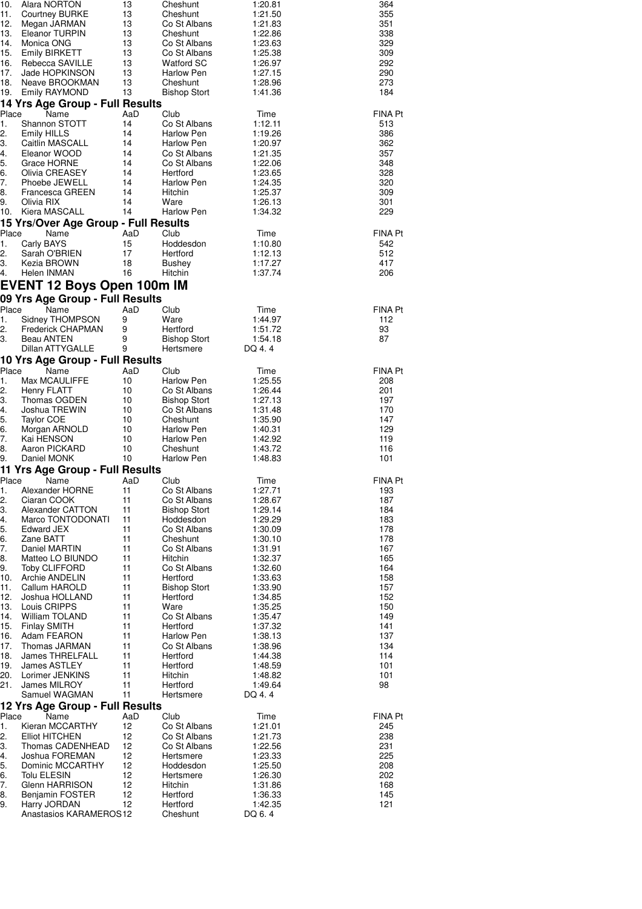| Place | Name | AaD | Club | Time | FINA Pt |
|---|---|---|---|---|---|
| 10. | Alara NORTON | 13 | Cheshunt | 1:20.81 | 364 |
| 11. | Courtney BURKE | 13 | Cheshunt | 1:21.50 | 355 |
| 12. | Megan JARMAN | 13 | Co St Albans | 1:21.83 | 351 |
| 13. | Eleanor TURPIN | 13 | Cheshunt | 1:22.86 | 338 |
| 14. | Monica ONG | 13 | Co St Albans | 1:23.63 | 329 |
| 15. | Emily BIRKETT | 13 | Co St Albans | 1:25.38 | 309 |
| 16. | Rebecca SAVILLE | 13 | Watford SC | 1:26.97 | 292 |
| 17. | Jade HOPKINSON | 13 | Harlow Pen | 1:27.15 | 290 |
| 18. | Neave BROOKMAN | 13 | Cheshunt | 1:28.96 | 273 |
| 19. | Emily RAYMOND | 13 | Bishop Stort | 1:41.36 | 184 |

### 14 Yrs Age Group - Full Results

| Place | Name | AaD | Club | Time | FINA Pt |
|---|---|---|---|---|---|
| 1. | Shannon STOTT | 14 | Co St Albans | 1:12.11 | 513 |
| 2. | Emily HILLS | 14 | Harlow Pen | 1:19.26 | 386 |
| 3. | Caitlin MASCALL | 14 | Harlow Pen | 1:20.97 | 362 |
| 4. | Eleanor WOOD | 14 | Co St Albans | 1:21.35 | 357 |
| 5. | Grace HORNE | 14 | Co St Albans | 1:22.06 | 348 |
| 6. | Olivia CREASEY | 14 | Hertford | 1:23.65 | 328 |
| 7. | Phoebe JEWELL | 14 | Harlow Pen | 1:24.35 | 320 |
| 8. | Francesca GREEN | 14 | Hitchin | 1:25.37 | 309 |
| 9. | Olivia RIX | 14 | Ware | 1:26.13 | 301 |
| 10. | Kiera MASCALL | 14 | Harlow Pen | 1:34.32 | 229 |

### 15 Yrs/Over Age Group - Full Results

| Place | Name | AaD | Club | Time | FINA Pt |
|---|---|---|---|---|---|
| 1. | Carly BAYS | 15 | Hoddesdon | 1:10.80 | 542 |
| 2. | Sarah O'BRIEN | 17 | Hertford | 1:12.13 | 512 |
| 3. | Kezia BROWN | 18 | Bushey | 1:17.27 | 417 |
| 4. | Helen INMAN | 16 | Hitchin | 1:37.74 | 206 |

## EVENT 12 Boys Open 100m IM

### 09 Yrs Age Group - Full Results

| Place | Name | AaD | Club | Time | FINA Pt |
|---|---|---|---|---|---|
| 1. | Sidney THOMPSON | 9 | Ware | 1:44.97 | 112 |
| 2. | Frederick CHAPMAN | 9 | Hertford | 1:51.72 | 93 |
| 3. | Beau ANTEN | 9 | Bishop Stort | 1:54.18 | 87 |
| | Dillan ATTYGALLE | 9 | Hertsmere | DQ 4. 4 | |

### 10 Yrs Age Group - Full Results

| Place | Name | AaD | Club | Time | FINA Pt |
|---|---|---|---|---|---|
| 1. | Max MCAULIFFE | 10 | Harlow Pen | 1:25.55 | 208 |
| 2. | Henry FLATT | 10 | Co St Albans | 1:26.44 | 201 |
| 3. | Thomas OGDEN | 10 | Bishop Stort | 1:27.13 | 197 |
| 4. | Joshua TREWIN | 10 | Co St Albans | 1:31.48 | 170 |
| 5. | Taylor COE | 10 | Cheshunt | 1:35.90 | 147 |
| 6. | Morgan ARNOLD | 10 | Harlow Pen | 1:40.31 | 129 |
| 7. | Kai HENSON | 10 | Harlow Pen | 1:42.92 | 119 |
| 8. | Aaron PICKARD | 10 | Cheshunt | 1:43.72 | 116 |
| 9. | Daniel MONK | 10 | Harlow Pen | 1:48.83 | 101 |

### 11 Yrs Age Group - Full Results

| Place | Name | AaD | Club | Time | FINA Pt |
|---|---|---|---|---|---|
| 1. | Alexander HORNE | 11 | Co St Albans | 1:27.71 | 193 |
| 2. | Ciaran COOK | 11 | Co St Albans | 1:28.67 | 187 |
| 3. | Alexander CATTON | 11 | Bishop Stort | 1:29.14 | 184 |
| 4. | Marco TONTODONATI | 11 | Hoddesdon | 1:29.29 | 183 |
| 5. | Edward JEX | 11 | Co St Albans | 1:30.09 | 178 |
| 6. | Zane BATT | 11 | Cheshunt | 1:30.10 | 178 |
| 7. | Daniel MARTIN | 11 | Co St Albans | 1:31.91 | 167 |
| 8. | Matteo LO BIUNDO | 11 | Hitchin | 1:32.37 | 165 |
| 9. | Toby CLIFFORD | 11 | Co St Albans | 1:32.60 | 164 |
| 10. | Archie ANDELIN | 11 | Hertford | 1:33.63 | 158 |
| 11. | Callum HAROLD | 11 | Bishop Stort | 1:33.90 | 157 |
| 12. | Joshua HOLLAND | 11 | Hertford | 1:34.85 | 152 |
| 13. | Louis CRIPPS | 11 | Ware | 1:35.25 | 150 |
| 14. | William TOLAND | 11 | Co St Albans | 1:35.47 | 149 |
| 15. | Finlay SMITH | 11 | Hertford | 1:37.32 | 141 |
| 16. | Adam FEARON | 11 | Harlow Pen | 1:38.13 | 137 |
| 17. | Thomas JARMAN | 11 | Co St Albans | 1:38.96 | 134 |
| 18. | James THRELFALL | 11 | Hertford | 1:44.38 | 114 |
| 19. | James ASTLEY | 11 | Hertford | 1:48.59 | 101 |
| 20. | Lorimer JENKINS | 11 | Hitchin | 1:48.82 | 101 |
| 21. | James MILROY | 11 | Hertford | 1:49.64 | 98 |
| | Samuel WAGMAN | 11 | Hertsmere | DQ 4. 4 | |

### 12 Yrs Age Group - Full Results

| Place | Name | AaD | Club | Time | FINA Pt |
|---|---|---|---|---|---|
| 1. | Kieran MCCARTHY | 12 | Co St Albans | 1:21.01 | 245 |
| 2. | Elliot HITCHEN | 12 | Co St Albans | 1:21.73 | 238 |
| 3. | Thomas CADENHEAD | 12 | Co St Albans | 1:22.56 | 231 |
| 4. | Joshua FOREMAN | 12 | Hertsmere | 1:23.33 | 225 |
| 5. | Dominic MCCARTHY | 12 | Hoddesdon | 1:25.50 | 208 |
| 6. | Tolu ELESIN | 12 | Hertsmere | 1:26.30 | 202 |
| 7. | Glenn HARRISON | 12 | Hitchin | 1:31.86 | 168 |
| 8. | Benjamin FOSTER | 12 | Hertford | 1:36.33 | 145 |
| 9. | Harry JORDAN | 12 | Hertford | 1:42.35 | 121 |
| | Anastasios KARAMEROS | 12 | Cheshunt | DQ 6. 4 | |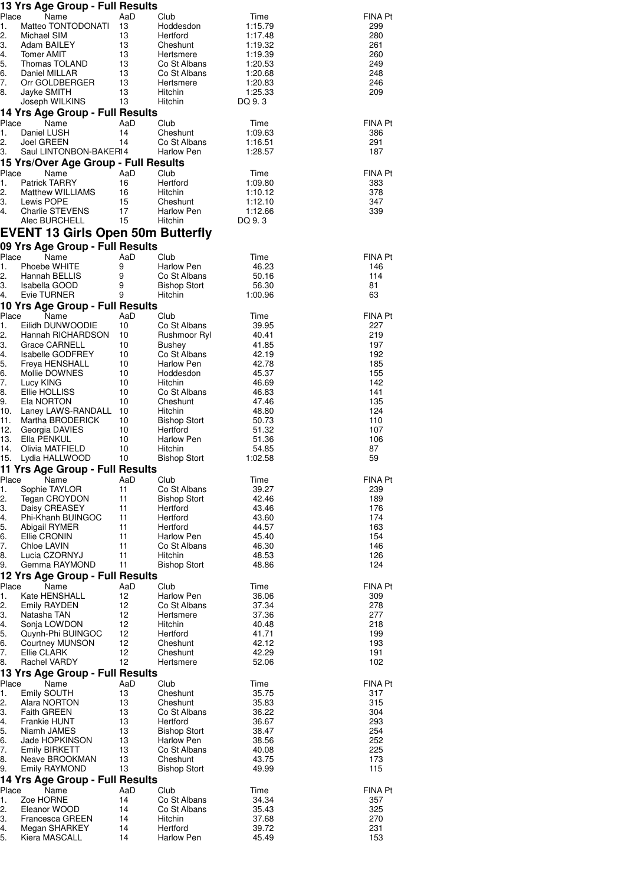### 13 Yrs Age Group - Full Results

| Place | Name | AaD | Club | Time | FINA Pt |
|---|---|---|---|---|---|
| 1. | Matteo TONTODONATI | 13 | Hoddesdon | 1:15.79 | 299 |
| 2. | Michael SIM | 13 | Hertford | 1:17.48 | 280 |
| 3. | Adam BAILEY | 13 | Cheshunt | 1:19.32 | 261 |
| 4. | Tomer AMIT | 13 | Hertsmere | 1:19.39 | 260 |
| 5. | Thomas TOLAND | 13 | Co St Albans | 1:20.53 | 249 |
| 6. | Daniel MILLAR | 13 | Co St Albans | 1:20.68 | 248 |
| 7. | Orr GOLDBERGER | 13 | Hertsmere | 1:20.83 | 246 |
| 8. | Jayke SMITH | 13 | Hitchin | 1:25.33 | 209 |
| | Joseph WILKINS | 13 | Hitchin | DQ 9. 3 | |

### 14 Yrs Age Group - Full Results

| Place | Name | AaD | Club | Time | FINA Pt |
|---|---|---|---|---|---|
| 1. | Daniel LUSH | 14 | Cheshunt | 1:09.63 | 386 |
| 2. | Joel GREEN | 14 | Co St Albans | 1:16.51 | 291 |
| 3. | Saul LINTONBON-BAKER | 14 | Harlow Pen | 1:28.57 | 187 |

### 15 Yrs/Over Age Group - Full Results

| Place | Name | AaD | Club | Time | FINA Pt |
|---|---|---|---|---|---|
| 1. | Patrick TARRY | 16 | Hertford | 1:09.80 | 383 |
| 2. | Matthew WILLIAMS | 16 | Hitchin | 1:10.12 | 378 |
| 3. | Lewis POPE | 15 | Cheshunt | 1:12.10 | 347 |
| 4. | Charlie STEVENS | 17 | Harlow Pen | 1:12.66 | 339 |
| | Alec BURCHELL | 15 | Hitchin | DQ 9. 3 | |

## EVENT 13 Girls Open 50m Butterfly

### 09 Yrs Age Group - Full Results

| Place | Name | AaD | Club | Time | FINA Pt |
|---|---|---|---|---|---|
| 1. | Phoebe WHITE | 9 | Harlow Pen | 46.23 | 146 |
| 2. | Hannah BELLIS | 9 | Co St Albans | 50.16 | 114 |
| 3. | Isabella GOOD | 9 | Bishop Stort | 56.30 | 81 |
| 4. | Evie TURNER | 9 | Hitchin | 1:00.96 | 63 |

### 10 Yrs Age Group - Full Results

| Place | Name | AaD | Club | Time | FINA Pt |
|---|---|---|---|---|---|
| 1. | Eilidh DUNWOODIE | 10 | Co St Albans | 39.95 | 227 |
| 2. | Hannah RICHARDSON | 10 | Rushmoor Ryl | 40.41 | 219 |
| 3. | Grace CARNELL | 10 | Bushey | 41.85 | 197 |
| 4. | Isabelle GODFREY | 10 | Co St Albans | 42.19 | 192 |
| 5. | Freya HENSHALL | 10 | Harlow Pen | 42.78 | 185 |
| 6. | Mollie DOWNES | 10 | Hoddesdon | 45.37 | 155 |
| 7. | Lucy KING | 10 | Hitchin | 46.69 | 142 |
| 8. | Ellie HOLLISS | 10 | Co St Albans | 46.83 | 141 |
| 9. | Ela NORTON | 10 | Cheshunt | 47.46 | 135 |
| 10. | Laney LAWS-RANDALL | 10 | Hitchin | 48.80 | 124 |
| 11. | Martha BRODERICK | 10 | Bishop Stort | 50.73 | 110 |
| 12. | Georgia DAVIES | 10 | Hertford | 51.32 | 107 |
| 13. | Ella PENKUL | 10 | Harlow Pen | 51.36 | 106 |
| 14. | Olivia MATFIELD | 10 | Hitchin | 54.85 | 87 |
| 15. | Lydia HALLWOOD | 10 | Bishop Stort | 1:02.58 | 59 |

### 11 Yrs Age Group - Full Results

| Place | Name | AaD | Club | Time | FINA Pt |
|---|---|---|---|---|---|
| 1. | Sophie TAYLOR | 11 | Co St Albans | 39.27 | 239 |
| 2. | Tegan CROYDON | 11 | Bishop Stort | 42.46 | 189 |
| 3. | Daisy CREASEY | 11 | Hertford | 43.46 | 176 |
| 4. | Phi-Khanh BUINGOC | 11 | Hertford | 43.60 | 174 |
| 5. | Abigail RYMER | 11 | Hertford | 44.57 | 163 |
| 6. | Ellie CRONIN | 11 | Harlow Pen | 45.40 | 154 |
| 7. | Chloe LAVIN | 11 | Co St Albans | 46.30 | 146 |
| 8. | Lucia CZORNYJ | 11 | Hitchin | 48.53 | 126 |
| 9. | Gemma RAYMOND | 11 | Bishop Stort | 48.86 | 124 |

### 12 Yrs Age Group - Full Results

| Place | Name | AaD | Club | Time | FINA Pt |
|---|---|---|---|---|---|
| 1. | Kate HENSHALL | 12 | Harlow Pen | 36.06 | 309 |
| 2. | Emily RAYDEN | 12 | Co St Albans | 37.34 | 278 |
| 3. | Natasha TAN | 12 | Hertsmere | 37.36 | 277 |
| 4. | Sonja LOWDON | 12 | Hitchin | 40.48 | 218 |
| 5. | Quynh-Phi BUINGOC | 12 | Hertford | 41.71 | 199 |
| 6. | Courtney MUNSON | 12 | Cheshunt | 42.12 | 193 |
| 7. | Ellie CLARK | 12 | Cheshunt | 42.29 | 191 |
| 8. | Rachel VARDY | 12 | Hertsmere | 52.06 | 102 |

### 13 Yrs Age Group - Full Results

| Place | Name | AaD | Club | Time | FINA Pt |
|---|---|---|---|---|---|
| 1. | Emily SOUTH | 13 | Cheshunt | 35.75 | 317 |
| 2. | Alara NORTON | 13 | Cheshunt | 35.83 | 315 |
| 3. | Faith GREEN | 13 | Co St Albans | 36.22 | 304 |
| 4. | Frankie HUNT | 13 | Hertford | 36.67 | 293 |
| 5. | Niamh JAMES | 13 | Bishop Stort | 38.47 | 254 |
| 6. | Jade HOPKINSON | 13 | Harlow Pen | 38.56 | 252 |
| 7. | Emily BIRKETT | 13 | Co St Albans | 40.08 | 225 |
| 8. | Neave BROOKMAN | 13 | Cheshunt | 43.75 | 173 |
| 9. | Emily RAYMOND | 13 | Bishop Stort | 49.99 | 115 |

### 14 Yrs Age Group - Full Results

| Place | Name | AaD | Club | Time | FINA Pt |
|---|---|---|---|---|---|
| 1. | Zoe HORNE | 14 | Co St Albans | 34.34 | 357 |
| 2. | Eleanor WOOD | 14 | Co St Albans | 35.43 | 325 |
| 3. | Francesca GREEN | 14 | Hitchin | 37.68 | 270 |
| 4. | Megan SHARKEY | 14 | Hertford | 39.72 | 231 |
| 5. | Kiera MASCALL | 14 | Harlow Pen | 45.49 | 153 |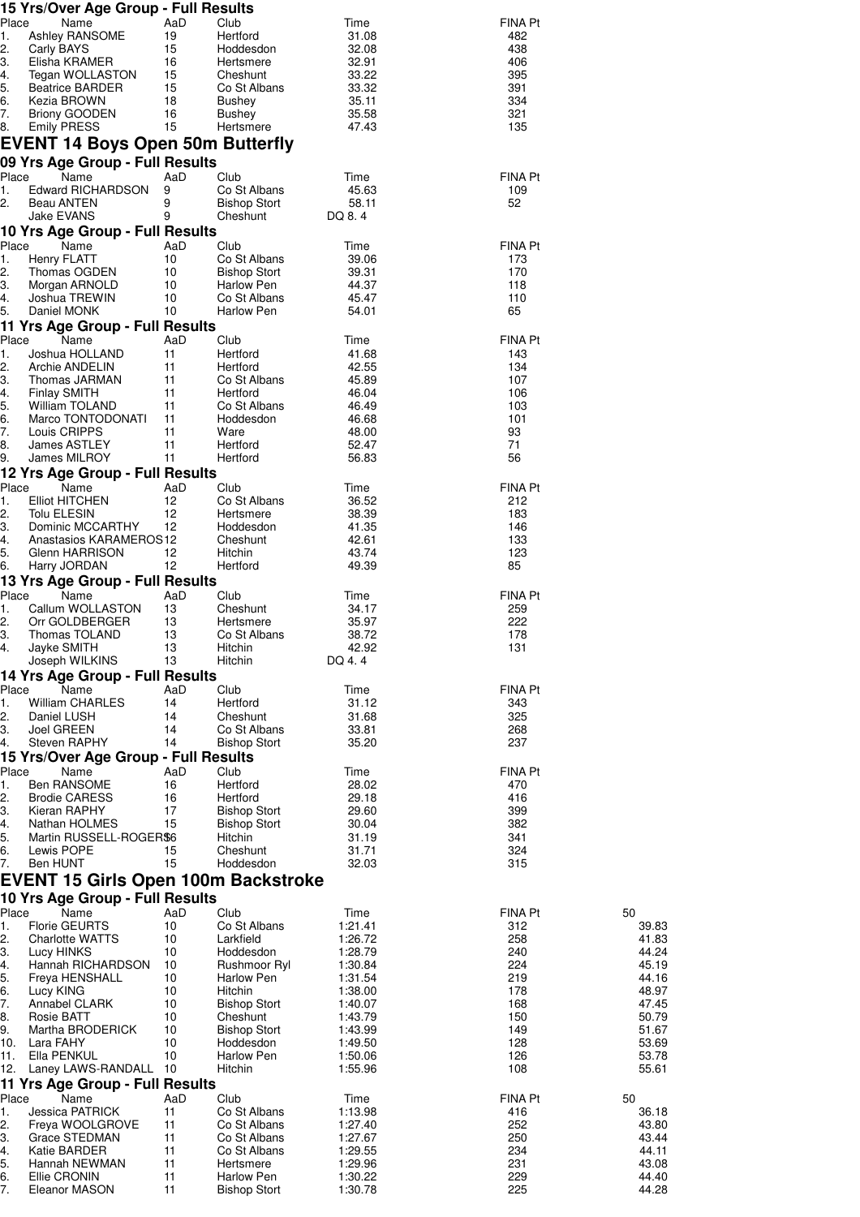### 15 Yrs/Over Age Group - Full Results

| Place | Name | AaD | Club | Time | FINA Pt |
|---|---|---|---|---|---|
| 1. | Ashley RANSOME | 19 | Hertford | 31.08 | 482 |
| 2. | Carly BAYS | 15 | Hoddesdon | 32.08 | 438 |
| 3. | Elisha KRAMER | 16 | Hertsmere | 32.91 | 406 |
| 4. | Tegan WOLLASTON | 15 | Cheshunt | 33.22 | 395 |
| 5. | Beatrice BARDER | 15 | Co St Albans | 33.32 | 391 |
| 6. | Kezia BROWN | 18 | Bushey | 35.11 | 334 |
| 7. | Briony GOODEN | 16 | Bushey | 35.58 | 321 |
| 8. | Emily PRESS | 15 | Hertsmere | 47.43 | 135 |

## EVENT 14 Boys Open 50m Butterfly

### 09 Yrs Age Group - Full Results

| Place | Name | AaD | Club | Time | FINA Pt |
|---|---|---|---|---|---|
| 1. | Edward RICHARDSON | 9 | Co St Albans | 45.63 | 109 |
| 2. | Beau ANTEN | 9 | Bishop Stort | 58.11 | 52 |
| | Jake EVANS | 9 | Cheshunt | DQ 8. 4 | |

### 10 Yrs Age Group - Full Results

| Place | Name | AaD | Club | Time | FINA Pt |
|---|---|---|---|---|---|
| 1. | Henry FLATT | 10 | Co St Albans | 39.06 | 173 |
| 2. | Thomas OGDEN | 10 | Bishop Stort | 39.31 | 170 |
| 3. | Morgan ARNOLD | 10 | Harlow Pen | 44.37 | 118 |
| 4. | Joshua TREWIN | 10 | Co St Albans | 45.47 | 110 |
| 5. | Daniel MONK | 10 | Harlow Pen | 54.01 | 65 |

### 11 Yrs Age Group - Full Results

| Place | Name | AaD | Club | Time | FINA Pt |
|---|---|---|---|---|---|
| 1. | Joshua HOLLAND | 11 | Hertford | 41.68 | 143 |
| 2. | Archie ANDELIN | 11 | Hertford | 42.55 | 134 |
| 3. | Thomas JARMAN | 11 | Co St Albans | 45.89 | 107 |
| 4. | Finlay SMITH | 11 | Hertford | 46.04 | 106 |
| 5. | William TOLAND | 11 | Co St Albans | 46.49 | 103 |
| 6. | Marco TONTODONATI | 11 | Hoddesdon | 46.68 | 101 |
| 7. | Louis CRIPPS | 11 | Ware | 48.00 | 93 |
| 8. | James ASTLEY | 11 | Hertford | 52.47 | 71 |
| 9. | James MILROY | 11 | Hertford | 56.83 | 56 |

### 12 Yrs Age Group - Full Results

| Place | Name | AaD | Club | Time | FINA Pt |
|---|---|---|---|---|---|
| 1. | Elliot HITCHEN | 12 | Co St Albans | 36.52 | 212 |
| 2. | Tolu ELESIN | 12 | Hertsmere | 38.39 | 183 |
| 3. | Dominic MCCARTHY | 12 | Hoddesdon | 41.35 | 146 |
| 4. | Anastasios KARAMEROS | 12 | Cheshunt | 42.61 | 133 |
| 5. | Glenn HARRISON | 12 | Hitchin | 43.74 | 123 |
| 6. | Harry JORDAN | 12 | Hertford | 49.39 | 85 |

### 13 Yrs Age Group - Full Results

| Place | Name | AaD | Club | Time | FINA Pt |
|---|---|---|---|---|---|
| 1. | Callum WOLLASTON | 13 | Cheshunt | 34.17 | 259 |
| 2. | Orr GOLDBERGER | 13 | Hertsmere | 35.97 | 222 |
| 3. | Thomas TOLAND | 13 | Co St Albans | 38.72 | 178 |
| 4. | Jayke SMITH | 13 | Hitchin | 42.92 | 131 |
| | Joseph WILKINS | 13 | Hitchin | DQ 4. 4 | |

### 14 Yrs Age Group - Full Results

| Place | Name | AaD | Club | Time | FINA Pt |
|---|---|---|---|---|---|
| 1. | William CHARLES | 14 | Hertford | 31.12 | 343 |
| 2. | Daniel LUSH | 14 | Cheshunt | 31.68 | 325 |
| 3. | Joel GREEN | 14 | Co St Albans | 33.81 | 268 |
| 4. | Steven RAPHY | 14 | Bishop Stort | 35.20 | 237 |

### 15 Yrs/Over Age Group - Full Results

| Place | Name | AaD | Club | Time | FINA Pt |
|---|---|---|---|---|---|
| 1. | Ben RANSOME | 16 | Hertford | 28.02 | 470 |
| 2. | Brodie CARESS | 16 | Hertford | 29.18 | 416 |
| 3. | Kieran RAPHY | 17 | Bishop Stort | 29.60 | 399 |
| 4. | Nathan HOLMES | 15 | Bishop Stort | 30.04 | 382 |
| 5. | Martin RUSSELL-ROGERS | 16 | Hitchin | 31.19 | 341 |
| 6. | Lewis POPE | 15 | Cheshunt | 31.71 | 324 |
| 7. | Ben HUNT | 15 | Hoddesdon | 32.03 | 315 |

## EVENT 15 Girls Open 100m Backstroke

### 10 Yrs Age Group - Full Results

| Place | Name | AaD | Club | Time | FINA Pt | 50 |
|---|---|---|---|---|---|---|
| 1. | Florie GEURTS | 10 | Co St Albans | 1:21.41 | 312 | 39.83 |
| 2. | Charlotte WATTS | 10 | Larkfield | 1:26.72 | 258 | 41.83 |
| 3. | Lucy HINKS | 10 | Hoddesdon | 1:28.79 | 240 | 44.24 |
| 4. | Hannah RICHARDSON | 10 | Rushmoor Ryl | 1:30.84 | 224 | 45.19 |
| 5. | Freya HENSHALL | 10 | Harlow Pen | 1:31.54 | 219 | 44.16 |
| 6. | Lucy KING | 10 | Hitchin | 1:38.00 | 178 | 48.97 |
| 7. | Annabel CLARK | 10 | Bishop Stort | 1:40.07 | 168 | 47.45 |
| 8. | Rosie BATT | 10 | Cheshunt | 1:43.79 | 150 | 50.79 |
| 9. | Martha BRODERICK | 10 | Bishop Stort | 1:43.99 | 149 | 51.67 |
| 10. | Lara FAHY | 10 | Hoddesdon | 1:49.50 | 128 | 53.69 |
| 11. | Ella PENKUL | 10 | Harlow Pen | 1:50.06 | 126 | 53.78 |
| 12. | Laney LAWS-RANDALL | 10 | Hitchin | 1:55.96 | 108 | 55.61 |

### 11 Yrs Age Group - Full Results

| Place | Name | AaD | Club | Time | FINA Pt | 50 |
|---|---|---|---|---|---|---|
| 1. | Jessica PATRICK | 11 | Co St Albans | 1:13.98 | 416 | 36.18 |
| 2. | Freya WOOLGROVE | 11 | Co St Albans | 1:27.40 | 252 | 43.80 |
| 3. | Grace STEDMAN | 11 | Co St Albans | 1:27.67 | 250 | 43.44 |
| 4. | Katie BARDER | 11 | Co St Albans | 1:29.55 | 234 | 44.11 |
| 5. | Hannah NEWMAN | 11 | Hertsmere | 1:29.96 | 231 | 43.08 |
| 6. | Ellie CRONIN | 11 | Harlow Pen | 1:30.22 | 229 | 44.40 |
| 7. | Eleanor MASON | 11 | Bishop Stort | 1:30.78 | 225 | 44.28 |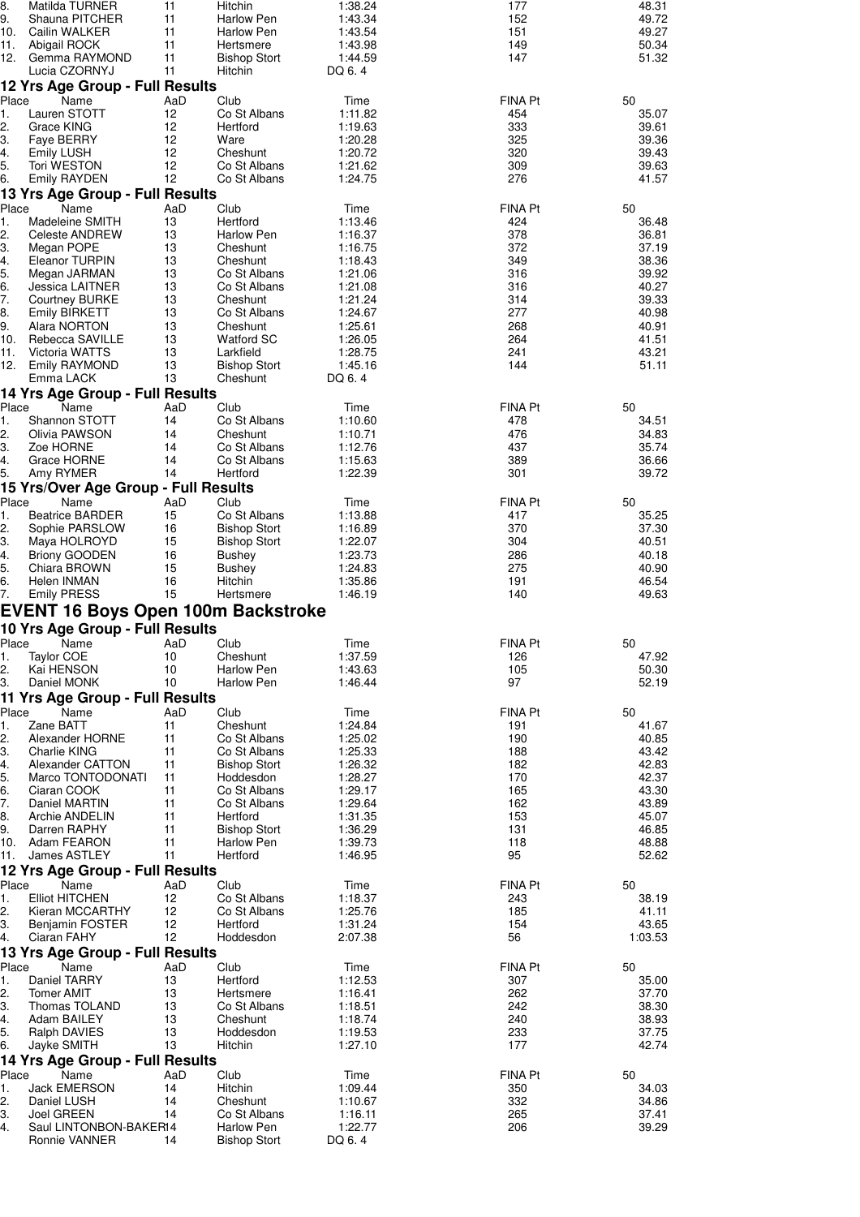| Place | Name | AaD | Club | Time | FINA Pt | 50 |
|---|---|---|---|---|---|---|
| 8. | Matilda TURNER | 11 | Hitchin | 1:38.24 | 177 | 48.31 |
| 9. | Shauna PITCHER | 11 | Harlow Pen | 1:43.34 | 152 | 49.72 |
| 10. | Cailin WALKER | 11 | Harlow Pen | 1:43.54 | 151 | 49.27 |
| 11. | Abigail ROCK | 11 | Hertsmere | 1:43.98 | 149 | 50.34 |
| 12. | Gemma RAYMOND | 11 | Bishop Stort | 1:44.59 | 147 | 51.32 |
| | Lucia CZORNYJ | 11 | Hitchin | DQ 6. 4 | | |

### 12 Yrs Age Group - Full Results

| Place | Name | AaD | Club | Time | FINA Pt | 50 |
|---|---|---|---|---|---|---|
| 1. | Lauren STOTT | 12 | Co St Albans | 1:11.82 | 454 | 35.07 |
| 2. | Grace KING | 12 | Hertford | 1:19.63 | 333 | 39.61 |
| 3. | Faye BERRY | 12 | Ware | 1:20.28 | 325 | 39.36 |
| 4. | Emily LUSH | 12 | Cheshunt | 1:20.72 | 320 | 39.43 |
| 5. | Tori WESTON | 12 | Co St Albans | 1:21.62 | 309 | 39.63 |
| 6. | Emily RAYDEN | 12 | Co St Albans | 1:24.75 | 276 | 41.57 |

### 13 Yrs Age Group - Full Results

| Place | Name | AaD | Club | Time | FINA Pt | 50 |
|---|---|---|---|---|---|---|
| 1. | Madeleine SMITH | 13 | Hertford | 1:13.46 | 424 | 36.48 |
| 2. | Celeste ANDREW | 13 | Harlow Pen | 1:16.37 | 378 | 36.81 |
| 3. | Megan POPE | 13 | Cheshunt | 1:16.75 | 372 | 37.19 |
| 4. | Eleanor TURPIN | 13 | Cheshunt | 1:18.43 | 349 | 38.36 |
| 5. | Megan JARMAN | 13 | Co St Albans | 1:21.06 | 316 | 39.92 |
| 6. | Jessica LAITNER | 13 | Co St Albans | 1:21.08 | 316 | 40.27 |
| 7. | Courtney BURKE | 13 | Cheshunt | 1:21.24 | 314 | 39.33 |
| 8. | Emily BIRKETT | 13 | Co St Albans | 1:24.67 | 277 | 40.98 |
| 9. | Alara NORTON | 13 | Cheshunt | 1:25.61 | 268 | 40.91 |
| 10. | Rebecca SAVILLE | 13 | Watford SC | 1:26.05 | 264 | 41.51 |
| 11. | Victoria WATTS | 13 | Larkfield | 1:28.75 | 241 | 43.21 |
| 12. | Emily RAYMOND | 13 | Bishop Stort | 1:45.16 | 144 | 51.11 |
| | Emma LACK | 13 | Cheshunt | DQ 6. 4 | | |

### 14 Yrs Age Group - Full Results

| Place | Name | AaD | Club | Time | FINA Pt | 50 |
|---|---|---|---|---|---|---|
| 1. | Shannon STOTT | 14 | Co St Albans | 1:10.60 | 478 | 34.51 |
| 2. | Olivia PAWSON | 14 | Cheshunt | 1:10.71 | 476 | 34.83 |
| 3. | Zoe HORNE | 14 | Co St Albans | 1:12.76 | 437 | 35.74 |
| 4. | Grace HORNE | 14 | Co St Albans | 1:15.63 | 389 | 36.66 |
| 5. | Amy RYMER | 14 | Hertford | 1:22.39 | 301 | 39.72 |

### 15 Yrs/Over Age Group - Full Results

| Place | Name | AaD | Club | Time | FINA Pt | 50 |
|---|---|---|---|---|---|---|
| 1. | Beatrice BARDER | 15 | Co St Albans | 1:13.88 | 417 | 35.25 |
| 2. | Sophie PARSLOW | 16 | Bishop Stort | 1:16.89 | 370 | 37.30 |
| 3. | Maya HOLROYD | 15 | Bishop Stort | 1:22.07 | 304 | 40.51 |
| 4. | Briony GOODEN | 16 | Bushey | 1:23.73 | 286 | 40.18 |
| 5. | Chiara BROWN | 15 | Bushey | 1:24.83 | 275 | 40.90 |
| 6. | Helen INMAN | 16 | Hitchin | 1:35.86 | 191 | 46.54 |
| 7. | Emily PRESS | 15 | Hertsmere | 1:46.19 | 140 | 49.63 |

## EVENT 16 Boys Open 100m Backstroke

### 10 Yrs Age Group - Full Results

| Place | Name | AaD | Club | Time | FINA Pt | 50 |
|---|---|---|---|---|---|---|
| 1. | Taylor COE | 10 | Cheshunt | 1:37.59 | 126 | 47.92 |
| 2. | Kai HENSON | 10 | Harlow Pen | 1:43.63 | 105 | 50.30 |
| 3. | Daniel MONK | 10 | Harlow Pen | 1:46.44 | 97 | 52.19 |

### 11 Yrs Age Group - Full Results

| Place | Name | AaD | Club | Time | FINA Pt | 50 |
|---|---|---|---|---|---|---|
| 1. | Zane BATT | 11 | Cheshunt | 1:24.84 | 191 | 41.67 |
| 2. | Alexander HORNE | 11 | Co St Albans | 1:25.02 | 190 | 40.85 |
| 3. | Charlie KING | 11 | Co St Albans | 1:25.33 | 188 | 43.42 |
| 4. | Alexander CATTON | 11 | Bishop Stort | 1:26.32 | 182 | 42.83 |
| 5. | Marco TONTODONATI | 11 | Hoddesdon | 1:28.27 | 170 | 42.37 |
| 6. | Ciaran COOK | 11 | Co St Albans | 1:29.17 | 165 | 43.30 |
| 7. | Daniel MARTIN | 11 | Co St Albans | 1:29.64 | 162 | 43.89 |
| 8. | Archie ANDELIN | 11 | Hertford | 1:31.35 | 153 | 45.07 |
| 9. | Darren RAPHY | 11 | Bishop Stort | 1:36.29 | 131 | 46.85 |
| 10. | Adam FEARON | 11 | Harlow Pen | 1:39.73 | 118 | 48.88 |
| 11. | James ASTLEY | 11 | Hertford | 1:46.95 | 95 | 52.62 |

### 12 Yrs Age Group - Full Results

| Place | Name | AaD | Club | Time | FINA Pt | 50 |
|---|---|---|---|---|---|---|
| 1. | Elliot HITCHEN | 12 | Co St Albans | 1:18.37 | 243 | 38.19 |
| 2. | Kieran MCCARTHY | 12 | Co St Albans | 1:25.76 | 185 | 41.11 |
| 3. | Benjamin FOSTER | 12 | Hertford | 1:31.24 | 154 | 43.65 |
| 4. | Ciaran FAHY | 12 | Hoddesdon | 2:07.38 | 56 | 1:03.53 |

### 13 Yrs Age Group - Full Results

| Place | Name | AaD | Club | Time | FINA Pt | 50 |
|---|---|---|---|---|---|---|
| 1. | Daniel TARRY | 13 | Hertford | 1:12.53 | 307 | 35.00 |
| 2. | Tomer AMIT | 13 | Hertsmere | 1:16.41 | 262 | 37.70 |
| 3. | Thomas TOLAND | 13 | Co St Albans | 1:18.51 | 242 | 38.30 |
| 4. | Adam BAILEY | 13 | Cheshunt | 1:18.74 | 240 | 38.93 |
| 5. | Ralph DAVIES | 13 | Hoddesdon | 1:19.53 | 233 | 37.75 |
| 6. | Jayke SMITH | 13 | Hitchin | 1:27.10 | 177 | 42.74 |

### 14 Yrs Age Group - Full Results

| Place | Name | AaD | Club | Time | FINA Pt | 50 |
|---|---|---|---|---|---|---|
| 1. | Jack EMERSON | 14 | Hitchin | 1:09.44 | 350 | 34.03 |
| 2. | Daniel LUSH | 14 | Cheshunt | 1:10.67 | 332 | 34.86 |
| 3. | Joel GREEN | 14 | Co St Albans | 1:16.11 | 265 | 37.41 |
| 4. | Saul LINTONBON-BAKER | 14 | Harlow Pen | 1:22.77 | 206 | 39.29 |
| | Ronnie VANNER | 14 | Bishop Stort | DQ 6. 4 | | |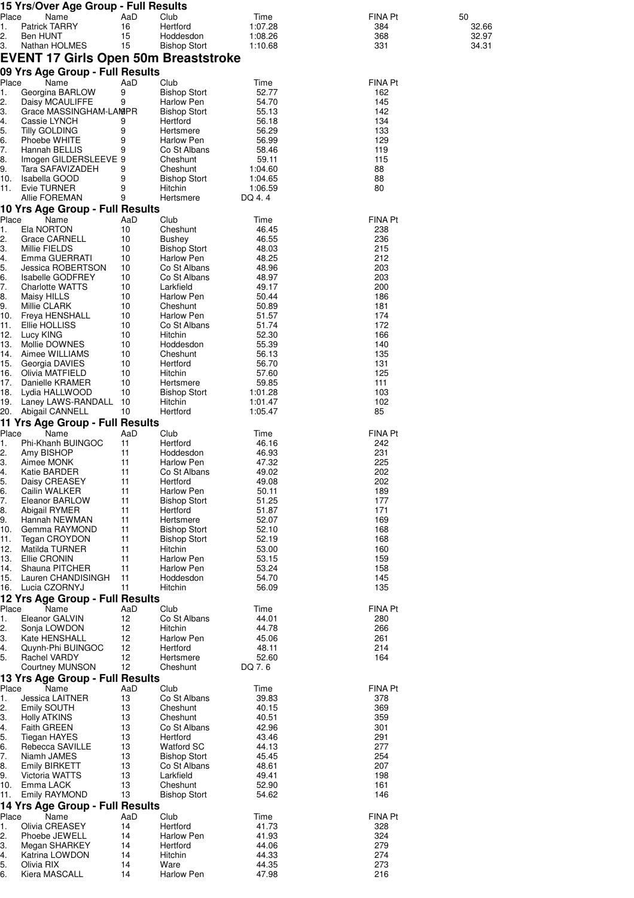## 15 Yrs/Over Age Group - Full Results

| Place | Name | AaD | Club | Time | FINA Pt | 50 |
|---|---|---|---|---|---|---|
| 1. | Patrick TARRY | 16 | Hertford | 1:07.28 | 384 | 32.66 |
| 2. | Ben HUNT | 15 | Hoddesdon | 1:08.26 | 368 | 32.97 |
| 3. | Nathan HOLMES | 15 | Bishop Stort | 1:10.68 | 331 | 34.31 |

# EVENT 17 Girls Open 50m Breaststroke

## 09 Yrs Age Group - Full Results

| Place | Name | AaD | Club | Time | FINA Pt |
|---|---|---|---|---|---|
| 1. | Georgina BARLOW | 9 | Bishop Stort | 52.77 | 162 |
| 2. | Daisy MCAULIFFE | 9 | Harlow Pen | 54.70 | 145 |
| 3. | Grace MASSINGHAM-LAMPR | 9 | Bishop Stort | 55.13 | 142 |
| 4. | Cassie LYNCH | 9 | Hertford | 56.18 | 134 |
| 5. | Tilly GOLDING | 9 | Hertsmere | 56.29 | 133 |
| 6. | Phoebe WHITE | 9 | Harlow Pen | 56.99 | 129 |
| 7. | Hannah BELLIS | 9 | Co St Albans | 58.46 | 119 |
| 8. | Imogen GILDERSLEEVE | 9 | Cheshunt | 59.11 | 115 |
| 9. | Tara SAFAVIZADEH | 9 | Cheshunt | 1:04.60 | 88 |
| 10. | Isabella GOOD | 9 | Bishop Stort | 1:04.65 | 88 |
| 11. | Evie TURNER | 9 | Hitchin | 1:06.59 | 80 |
| | Allie FOREMAN | 9 | Hertsmere | DQ 4. 4 | |

## 10 Yrs Age Group - Full Results

| Place | Name | AaD | Club | Time | FINA Pt |
|---|---|---|---|---|---|
| 1. | Ela NORTON | 10 | Cheshunt | 46.45 | 238 |
| 2. | Grace CARNELL | 10 | Bushey | 46.55 | 236 |
| 3. | Millie FIELDS | 10 | Bishop Stort | 48.03 | 215 |
| 4. | Emma GUERRATI | 10 | Harlow Pen | 48.25 | 212 |
| 5. | Jessica ROBERTSON | 10 | Co St Albans | 48.96 | 203 |
| 6. | Isabelle GODFREY | 10 | Co St Albans | 48.97 | 203 |
| 7. | Charlotte WATTS | 10 | Larkfield | 49.17 | 200 |
| 8. | Maisy HILLS | 10 | Harlow Pen | 50.44 | 186 |
| 9. | Millie CLARK | 10 | Cheshunt | 50.89 | 181 |
| 10. | Freya HENSHALL | 10 | Harlow Pen | 51.57 | 174 |
| 11. | Ellie HOLLISS | 10 | Co St Albans | 51.74 | 172 |
| 12. | Lucy KING | 10 | Hitchin | 52.30 | 166 |
| 13. | Mollie DOWNES | 10 | Hoddesdon | 55.39 | 140 |
| 14. | Aimee WILLIAMS | 10 | Cheshunt | 56.13 | 135 |
| 15. | Georgia DAVIES | 10 | Hertford | 56.70 | 131 |
| 16. | Olivia MATFIELD | 10 | Hitchin | 57.60 | 125 |
| 17. | Danielle KRAMER | 10 | Hertsmere | 59.85 | 111 |
| 18. | Lydia HALLWOOD | 10 | Bishop Stort | 1:01.28 | 103 |
| 19. | Laney LAWS-RANDALL | 10 | Hitchin | 1:01.47 | 102 |
| 20. | Abigail CANNELL | 10 | Hertford | 1:05.47 | 85 |

## 11 Yrs Age Group - Full Results

| Place | Name | AaD | Club | Time | FINA Pt |
|---|---|---|---|---|---|
| 1. | Phi-Khanh BUINGOC | 11 | Hertford | 46.16 | 242 |
| 2. | Amy BISHOP | 11 | Hoddesdon | 46.93 | 231 |
| 3. | Aimee MONK | 11 | Harlow Pen | 47.32 | 225 |
| 4. | Katie BARDER | 11 | Co St Albans | 49.02 | 202 |
| 5. | Daisy CREASEY | 11 | Hertford | 49.08 | 202 |
| 6. | Cailin WALKER | 11 | Harlow Pen | 50.11 | 189 |
| 7. | Eleanor BARLOW | 11 | Bishop Stort | 51.25 | 177 |
| 8. | Abigail RYMER | 11 | Hertford | 51.87 | 171 |
| 9. | Hannah NEWMAN | 11 | Hertsmere | 52.07 | 169 |
| 10. | Gemma RAYMOND | 11 | Bishop Stort | 52.10 | 168 |
| 11. | Tegan CROYDON | 11 | Bishop Stort | 52.19 | 168 |
| 12. | Matilda TURNER | 11 | Hitchin | 53.00 | 160 |
| 13. | Ellie CRONIN | 11 | Harlow Pen | 53.15 | 159 |
| 14. | Shauna PITCHER | 11 | Harlow Pen | 53.24 | 158 |
| 15. | Lauren CHANDISINGH | 11 | Hoddesdon | 54.70 | 145 |
| 16. | Lucia CZORNYJ | 11 | Hitchin | 56.09 | 135 |

## 12 Yrs Age Group - Full Results

| Place | Name | AaD | Club | Time | FINA Pt |
|---|---|---|---|---|---|
| 1. | Eleanor GALVIN | 12 | Co St Albans | 44.01 | 280 |
| 2. | Sonja LOWDON | 12 | Hitchin | 44.78 | 266 |
| 3. | Kate HENSHALL | 12 | Harlow Pen | 45.06 | 261 |
| 4. | Quynh-Phi BUINGOC | 12 | Hertford | 48.11 | 214 |
| 5. | Rachel VARDY | 12 | Hertsmere | 52.60 | 164 |
| | Courtney MUNSON | 12 | Cheshunt | DQ 7. 6 | |

## 13 Yrs Age Group - Full Results

| Place | Name | AaD | Club | Time | FINA Pt |
|---|---|---|---|---|---|
| 1. | Jessica LAITNER | 13 | Co St Albans | 39.83 | 378 |
| 2. | Emily SOUTH | 13 | Cheshunt | 40.15 | 369 |
| 3. | Holly ATKINS | 13 | Cheshunt | 40.51 | 359 |
| 4. | Faith GREEN | 13 | Co St Albans | 42.96 | 301 |
| 5. | Tiegan HAYES | 13 | Hertford | 43.46 | 291 |
| 6. | Rebecca SAVILLE | 13 | Watford SC | 44.13 | 277 |
| 7. | Niamh JAMES | 13 | Bishop Stort | 45.45 | 254 |
| 8. | Emily BIRKETT | 13 | Co St Albans | 48.61 | 207 |
| 9. | Victoria WATTS | 13 | Larkfield | 49.41 | 198 |
| 10. | Emma LACK | 13 | Cheshunt | 52.90 | 161 |
| 11. | Emily RAYMOND | 13 | Bishop Stort | 54.62 | 146 |

## 14 Yrs Age Group - Full Results

| Place | Name | AaD | Club | Time | FINA Pt |
|---|---|---|---|---|---|
| 1. | Olivia CREASEY | 14 | Hertford | 41.73 | 328 |
| 2. | Phoebe JEWELL | 14 | Harlow Pen | 41.93 | 324 |
| 3. | Megan SHARKEY | 14 | Hertford | 44.06 | 279 |
| 4. | Katrina LOWDON | 14 | Hitchin | 44.33 | 274 |
| 5. | Olivia RIX | 14 | Ware | 44.35 | 273 |
| 6. | Kiera MASCALL | 14 | Harlow Pen | 47.98 | 216 |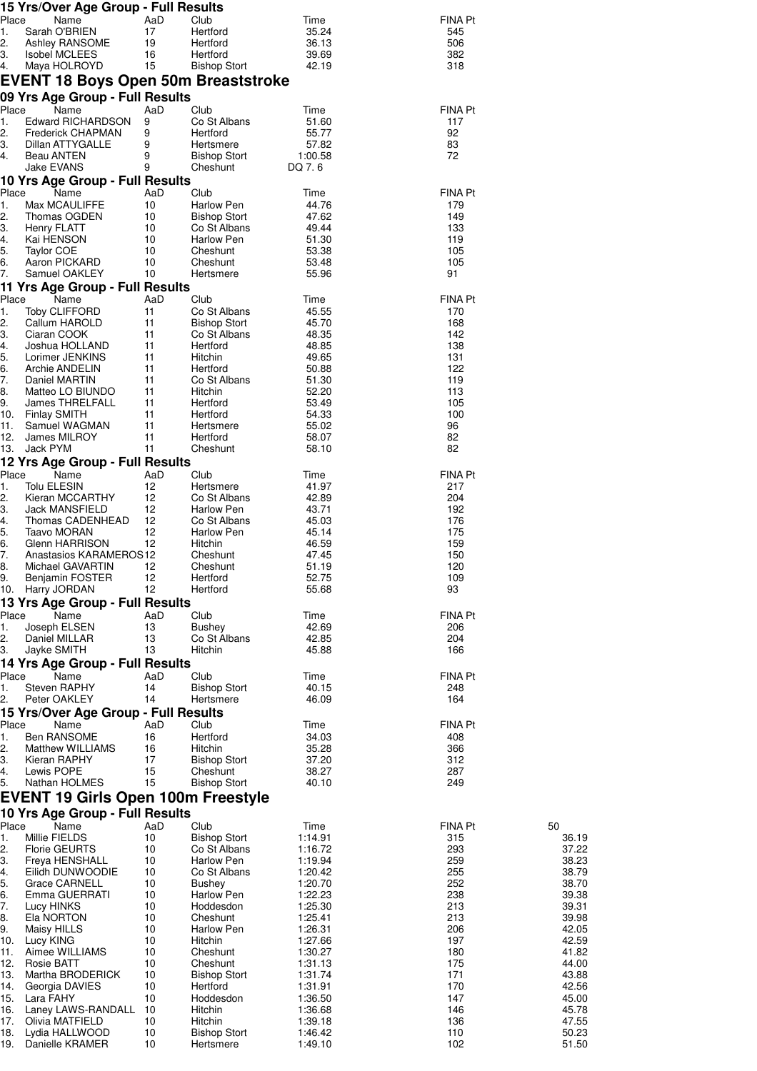### 15 Yrs/Over Age Group - Full Results

| Place | Name | AaD | Club | Time | FINA Pt |
|---|---|---|---|---|---|
| 1. | Sarah O'BRIEN | 17 | Hertford | 35.24 | 545 |
| 2. | Ashley RANSOME | 19 | Hertford | 36.13 | 506 |
| 3. | Isobel MCLEES | 16 | Hertford | 39.69 | 382 |
| 4. | Maya HOLROYD | 15 | Bishop Stort | 42.19 | 318 |

## EVENT 18 Boys Open 50m Breaststroke

### 09 Yrs Age Group - Full Results

| Place | Name | AaD | Club | Time | FINA Pt |
|---|---|---|---|---|---|
| 1. | Edward RICHARDSON | 9 | Co St Albans | 51.60 | 117 |
| 2. | Frederick CHAPMAN | 9 | Hertford | 55.77 | 92 |
| 3. | Dillan ATTYGALLE | 9 | Hertsmere | 57.82 | 83 |
| 4. | Beau ANTEN | 9 | Bishop Stort | 1:00.58 | 72 |
| | Jake EVANS | 9 | Cheshunt | DQ 7. 6 | |

### 10 Yrs Age Group - Full Results

| Place | Name | AaD | Club | Time | FINA Pt |
|---|---|---|---|---|---|
| 1. | Max MCAULIFFE | 10 | Harlow Pen | 44.76 | 179 |
| 2. | Thomas OGDEN | 10 | Bishop Stort | 47.62 | 149 |
| 3. | Henry FLATT | 10 | Co St Albans | 49.44 | 133 |
| 4. | Kai HENSON | 10 | Harlow Pen | 51.30 | 119 |
| 5. | Taylor COE | 10 | Cheshunt | 53.38 | 105 |
| 6. | Aaron PICKARD | 10 | Cheshunt | 53.48 | 105 |
| 7. | Samuel OAKLEY | 10 | Hertsmere | 55.96 | 91 |

### 11 Yrs Age Group - Full Results

| Place | Name | AaD | Club | Time | FINA Pt |
|---|---|---|---|---|---|
| 1. | Toby CLIFFORD | 11 | Co St Albans | 45.55 | 170 |
| 2. | Callum HAROLD | 11 | Bishop Stort | 45.70 | 168 |
| 3. | Ciaran COOK | 11 | Co St Albans | 48.35 | 142 |
| 4. | Joshua HOLLAND | 11 | Hertford | 48.85 | 138 |
| 5. | Lorimer JENKINS | 11 | Hitchin | 49.65 | 131 |
| 6. | Archie ANDELIN | 11 | Hertford | 50.88 | 122 |
| 7. | Daniel MARTIN | 11 | Co St Albans | 51.30 | 119 |
| 8. | Matteo LO BIUNDO | 11 | Hitchin | 52.20 | 113 |
| 9. | James THRELFALL | 11 | Hertford | 53.49 | 105 |
| 10. | Finlay SMITH | 11 | Hertford | 54.33 | 100 |
| 11. | Samuel WAGMAN | 11 | Hertsmere | 55.02 | 96 |
| 12. | James MILROY | 11 | Hertford | 58.07 | 82 |
| 13. | Jack PYM | 11 | Cheshunt | 58.10 | 82 |

### 12 Yrs Age Group - Full Results

| Place | Name | AaD | Club | Time | FINA Pt |
|---|---|---|---|---|---|
| 1. | Tolu ELESIN | 12 | Hertsmere | 41.97 | 217 |
| 2. | Kieran MCCARTHY | 12 | Co St Albans | 42.89 | 204 |
| 3. | Jack MANSFIELD | 12 | Harlow Pen | 43.71 | 192 |
| 4. | Thomas CADENHEAD | 12 | Co St Albans | 45.03 | 176 |
| 5. | Taavo MORAN | 12 | Harlow Pen | 45.14 | 175 |
| 6. | Glenn HARRISON | 12 | Hitchin | 46.59 | 159 |
| 7. | Anastasios KARAMEROS | 12 | Cheshunt | 47.45 | 150 |
| 8. | Michael GAVARTIN | 12 | Cheshunt | 51.19 | 120 |
| 9. | Benjamin FOSTER | 12 | Hertford | 52.75 | 109 |
| 10. | Harry JORDAN | 12 | Hertford | 55.68 | 93 |

### 13 Yrs Age Group - Full Results

| Place | Name | AaD | Club | Time | FINA Pt |
|---|---|---|---|---|---|
| 1. | Joseph ELSEN | 13 | Bushey | 42.69 | 206 |
| 2. | Daniel MILLAR | 13 | Co St Albans | 42.85 | 204 |
| 3. | Jayke SMITH | 13 | Hitchin | 45.88 | 166 |

### 14 Yrs Age Group - Full Results

| Place | Name | AaD | Club | Time | FINA Pt |
|---|---|---|---|---|---|
| 1. | Steven RAPHY | 14 | Bishop Stort | 40.15 | 248 |
| 2. | Peter OAKLEY | 14 | Hertsmere | 46.09 | 164 |

### 15 Yrs/Over Age Group - Full Results

| Place | Name | AaD | Club | Time | FINA Pt |
|---|---|---|---|---|---|
| 1. | Ben RANSOME | 16 | Hertford | 34.03 | 408 |
| 2. | Matthew WILLIAMS | 16 | Hitchin | 35.28 | 366 |
| 3. | Kieran RAPHY | 17 | Bishop Stort | 37.20 | 312 |
| 4. | Lewis POPE | 15 | Cheshunt | 38.27 | 287 |
| 5. | Nathan HOLMES | 15 | Bishop Stort | 40.10 | 249 |

## EVENT 19 Girls Open 100m Freestyle

### 10 Yrs Age Group - Full Results

| Place | Name | AaD | Club | Time | FINA Pt | 50 |
|---|---|---|---|---|---|---|
| 1. | Millie FIELDS | 10 | Bishop Stort | 1:14.91 | 315 | 36.19 |
| 2. | Florie GEURTS | 10 | Co St Albans | 1:16.72 | 293 | 37.22 |
| 3. | Freya HENSHALL | 10 | Harlow Pen | 1:19.94 | 259 | 38.23 |
| 4. | Eilidh DUNWOODIE | 10 | Co St Albans | 1:20.42 | 255 | 38.79 |
| 5. | Grace CARNELL | 10 | Bushey | 1:20.70 | 252 | 38.70 |
| 6. | Emma GUERRATI | 10 | Harlow Pen | 1:22.23 | 238 | 39.38 |
| 7. | Lucy HINKS | 10 | Hoddesdon | 1:25.30 | 213 | 39.31 |
| 8. | Ela NORTON | 10 | Cheshunt | 1:25.41 | 213 | 39.98 |
| 9. | Maisy HILLS | 10 | Harlow Pen | 1:26.31 | 206 | 42.05 |
| 10. | Lucy KING | 10 | Hitchin | 1:27.66 | 197 | 42.59 |
| 11. | Aimee WILLIAMS | 10 | Cheshunt | 1:30.27 | 180 | 41.82 |
| 12. | Rosie BATT | 10 | Cheshunt | 1:31.13 | 175 | 44.00 |
| 13. | Martha BRODERICK | 10 | Bishop Stort | 1:31.74 | 171 | 43.88 |
| 14. | Georgia DAVIES | 10 | Hertford | 1:31.91 | 170 | 42.56 |
| 15. | Lara FAHY | 10 | Hoddesdon | 1:36.50 | 147 | 45.00 |
| 16. | Laney LAWS-RANDALL | 10 | Hitchin | 1:36.68 | 146 | 45.78 |
| 17. | Olivia MATFIELD | 10 | Hitchin | 1:39.18 | 136 | 47.55 |
| 18. | Lydia HALLWOOD | 10 | Bishop Stort | 1:46.42 | 110 | 50.23 |
| 19. | Danielle KRAMER | 10 | Hertsmere | 1:49.10 | 102 | 51.50 |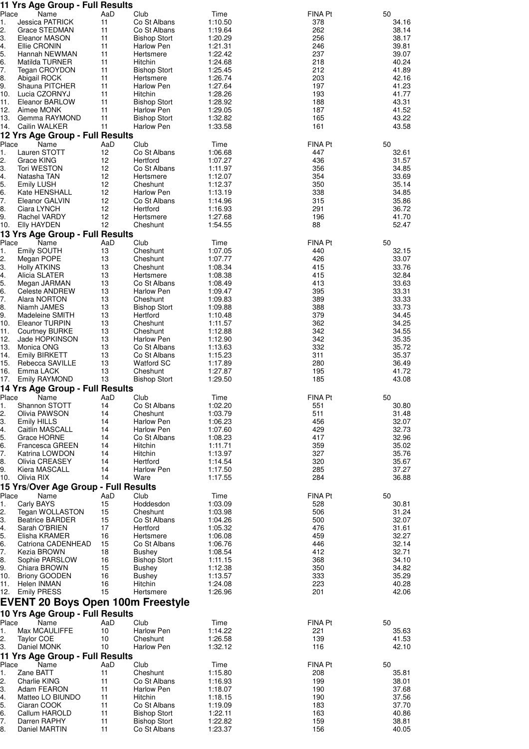## 11 Yrs Age Group - Full Results

| Place | Name | AaD | Club | Time | FINA Pt | 50 |
|---|---|---|---|---|---|---|
| 1. | Jessica PATRICK | 11 | Co St Albans | 1:10.50 | 378 | 34.16 |
| 2. | Grace STEDMAN | 11 | Co St Albans | 1:19.64 | 262 | 38.14 |
| 3. | Eleanor MASON | 11 | Bishop Stort | 1:20.29 | 256 | 38.17 |
| 4. | Ellie CRONIN | 11 | Harlow Pen | 1:21.31 | 246 | 39.81 |
| 5. | Hannah NEWMAN | 11 | Hertsmere | 1:22.42 | 237 | 39.07 |
| 6. | Matilda TURNER | 11 | Hitchin | 1:24.68 | 218 | 40.24 |
| 7. | Tegan CROYDON | 11 | Bishop Stort | 1:25.45 | 212 | 41.89 |
| 8. | Abigail ROCK | 11 | Hertsmere | 1:26.74 | 203 | 42.16 |
| 9. | Shauna PITCHER | 11 | Harlow Pen | 1:27.64 | 197 | 41.23 |
| 10. | Lucia CZORNYJ | 11 | Hitchin | 1:28.26 | 193 | 41.77 |
| 11. | Eleanor BARLOW | 11 | Bishop Stort | 1:28.92 | 188 | 43.31 |
| 12. | Aimee MONK | 11 | Harlow Pen | 1:29.05 | 187 | 41.52 |
| 13. | Gemma RAYMOND | 11 | Bishop Stort | 1:32.82 | 165 | 43.22 |
| 14. | Cailin WALKER | 11 | Harlow Pen | 1:33.58 | 161 | 43.58 |

## 12 Yrs Age Group - Full Results

| Place | Name | AaD | Club | Time | FINA Pt | 50 |
|---|---|---|---|---|---|---|
| 1. | Lauren STOTT | 12 | Co St Albans | 1:06.68 | 447 | 32.61 |
| 2. | Grace KING | 12 | Hertford | 1:07.27 | 436 | 31.57 |
| 3. | Tori WESTON | 12 | Co St Albans | 1:11.97 | 356 | 34.85 |
| 4. | Natasha TAN | 12 | Hertsmere | 1:12.07 | 354 | 33.69 |
| 5. | Emily LUSH | 12 | Cheshunt | 1:12.37 | 350 | 35.14 |
| 6. | Kate HENSHALL | 12 | Harlow Pen | 1:13.19 | 338 | 34.85 |
| 7. | Eleanor GALVIN | 12 | Co St Albans | 1:14.96 | 315 | 35.86 |
| 8. | Ciara LYNCH | 12 | Hertford | 1:16.93 | 291 | 36.72 |
| 9. | Rachel VARDY | 12 | Hertsmere | 1:27.68 | 196 | 41.70 |
| 10. | Elly HAYDEN | 12 | Cheshunt | 1:54.55 | 88 | 52.47 |

## 13 Yrs Age Group - Full Results

| Place | Name | AaD | Club | Time | FINA Pt | 50 |
|---|---|---|---|---|---|---|
| 1. | Emily SOUTH | 13 | Cheshunt | 1:07.05 | 440 | 32.15 |
| 2. | Megan POPE | 13 | Cheshunt | 1:07.77 | 426 | 33.07 |
| 3. | Holly ATKINS | 13 | Cheshunt | 1:08.34 | 415 | 33.76 |
| 4. | Alicia SLATER | 13 | Hertsmere | 1:08.38 | 415 | 32.84 |
| 5. | Megan JARMAN | 13 | Co St Albans | 1:08.49 | 413 | 33.63 |
| 6. | Celeste ANDREW | 13 | Harlow Pen | 1:09.47 | 395 | 33.31 |
| 7. | Alara NORTON | 13 | Cheshunt | 1:09.83 | 389 | 33.33 |
| 8. | Niamh JAMES | 13 | Bishop Stort | 1:09.88 | 388 | 33.73 |
| 9. | Madeleine SMITH | 13 | Hertford | 1:10.48 | 379 | 34.45 |
| 10. | Eleanor TURPIN | 13 | Cheshunt | 1:11.57 | 362 | 34.25 |
| 11. | Courtney BURKE | 13 | Cheshunt | 1:12.88 | 342 | 34.55 |
| 12. | Jade HOPKINSON | 13 | Harlow Pen | 1:12.90 | 342 | 35.35 |
| 13. | Monica ONG | 13 | Co St Albans | 1:13.63 | 332 | 35.72 |
| 14. | Emily BIRKETT | 13 | Co St Albans | 1:15.23 | 311 | 35.37 |
| 15. | Rebecca SAVILLE | 13 | Watford SC | 1:17.89 | 280 | 36.49 |
| 16. | Emma LACK | 13 | Cheshunt | 1:27.87 | 195 | 41.72 |
| 17. | Emily RAYMOND | 13 | Bishop Stort | 1:29.50 | 185 | 43.08 |

## 14 Yrs Age Group - Full Results

| Place | Name | AaD | Club | Time | FINA Pt | 50 |
|---|---|---|---|---|---|---|
| 1. | Shannon STOTT | 14 | Co St Albans | 1:02.20 | 551 | 30.80 |
| 2. | Olivia PAWSON | 14 | Cheshunt | 1:03.79 | 511 | 31.48 |
| 3. | Emily HILLS | 14 | Harlow Pen | 1:06.23 | 456 | 32.07 |
| 4. | Caitlin MASCALL | 14 | Harlow Pen | 1:07.60 | 429 | 32.73 |
| 5. | Grace HORNE | 14 | Co St Albans | 1:08.23 | 417 | 32.96 |
| 6. | Francesca GREEN | 14 | Hitchin | 1:11.71 | 359 | 35.02 |
| 7. | Katrina LOWDON | 14 | Hitchin | 1:13.97 | 327 | 35.76 |
| 8. | Olivia CREASEY | 14 | Hertford | 1:14.54 | 320 | 35.67 |
| 9. | Kiera MASCALL | 14 | Harlow Pen | 1:17.50 | 285 | 37.27 |
| 10. | Olivia RIX | 14 | Ware | 1:17.55 | 284 | 36.88 |

## 15 Yrs/Over Age Group - Full Results

| Place | Name | AaD | Club | Time | FINA Pt | 50 |
|---|---|---|---|---|---|---|
| 1. | Carly BAYS | 15 | Hoddesdon | 1:03.09 | 528 | 30.81 |
| 2. | Tegan WOLLASTON | 15 | Cheshunt | 1:03.98 | 506 | 31.24 |
| 3. | Beatrice BARDER | 15 | Co St Albans | 1:04.26 | 500 | 32.07 |
| 4. | Sarah O'BRIEN | 17 | Hertford | 1:05.32 | 476 | 31.61 |
| 5. | Elisha KRAMER | 16 | Hertsmere | 1:06.08 | 459 | 32.27 |
| 6. | Catriona CADENHEAD | 15 | Co St Albans | 1:06.76 | 446 | 32.14 |
| 7. | Kezia BROWN | 18 | Bushey | 1:08.54 | 412 | 32.71 |
| 8. | Sophie PARSLOW | 16 | Bishop Stort | 1:11.15 | 368 | 34.10 |
| 9. | Chiara BROWN | 15 | Bushey | 1:12.38 | 350 | 34.82 |
| 10. | Briony GOODEN | 16 | Bushey | 1:13.57 | 333 | 35.29 |
| 11. | Helen INMAN | 16 | Hitchin | 1:24.08 | 223 | 40.28 |
| 12. | Emily PRESS | 15 | Hertsmere | 1:26.96 | 201 | 42.06 |

# EVENT 20 Boys Open 100m Freestyle

## 10 Yrs Age Group - Full Results

| Place | Name | AaD | Club | Time | FINA Pt | 50 |
|---|---|---|---|---|---|---|
| 1. | Max MCAULIFFE | 10 | Harlow Pen | 1:14.22 | 221 | 35.63 |
| 2. | Taylor COE | 10 | Cheshunt | 1:26.58 | 139 | 41.53 |
| 3. | Daniel MONK | 10 | Harlow Pen | 1:32.12 | 116 | 42.10 |

## 11 Yrs Age Group - Full Results

| Place | Name | AaD | Club | Time | FINA Pt | 50 |
|---|---|---|---|---|---|---|
| 1. | Zane BATT | 11 | Cheshunt | 1:15.80 | 208 | 35.81 |
| 2. | Charlie KING | 11 | Co St Albans | 1:16.93 | 199 | 38.01 |
| 3. | Adam FEARON | 11 | Harlow Pen | 1:18.07 | 190 | 37.68 |
| 4. | Matteo LO BIUNDO | 11 | Hitchin | 1:18.15 | 190 | 37.56 |
| 5. | Ciaran COOK | 11 | Co St Albans | 1:19.09 | 183 | 37.70 |
| 6. | Callum HAROLD | 11 | Bishop Stort | 1:22.11 | 163 | 40.86 |
| 7. | Darren RAPHY | 11 | Bishop Stort | 1:22.82 | 159 | 38.81 |
| 8. | Daniel MARTIN | 11 | Co St Albans | 1:23.37 | 156 | 40.05 |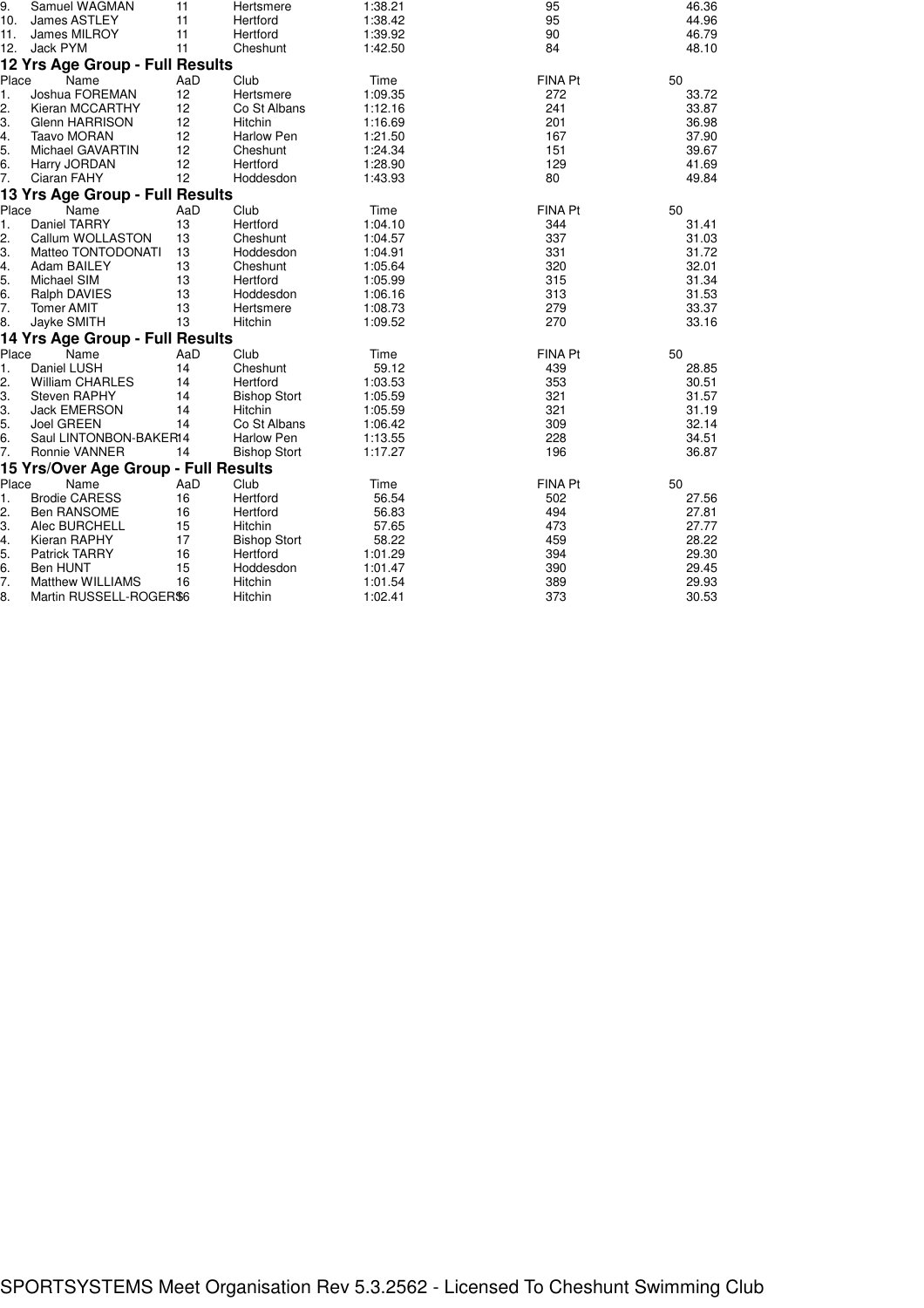| Place | Name | AaD | Club | Time | FINA Pt | 50 |
|---|---|---|---|---|---|---|
| 9. | Samuel WAGMAN | 11 | Hertsmere | 1:38.21 | 95 | 46.36 |
| 10. | James ASTLEY | 11 | Hertford | 1:38.42 | 95 | 44.96 |
| 11. | James MILROY | 11 | Hertford | 1:39.92 | 90 | 46.79 |
| 12. | Jack PYM | 11 | Cheshunt | 1:42.50 | 84 | 48.10 |

### 12 Yrs Age Group - Full Results

| Place | Name | AaD | Club | Time | FINA Pt | 50 |
|---|---|---|---|---|---|---|
| 1. | Joshua FOREMAN | 12 | Hertsmere | 1:09.35 | 272 | 33.72 |
| 2. | Kieran MCCARTHY | 12 | Co St Albans | 1:12.16 | 241 | 33.87 |
| 3. | Glenn HARRISON | 12 | Hitchin | 1:16.69 | 201 | 36.98 |
| 4. | Taavo MORAN | 12 | Harlow Pen | 1:21.50 | 167 | 37.90 |
| 5. | Michael GAVARTIN | 12 | Cheshunt | 1:24.34 | 151 | 39.67 |
| 6. | Harry JORDAN | 12 | Hertford | 1:28.90 | 129 | 41.69 |
| 7. | Ciaran FAHY | 12 | Hoddesdon | 1:43.93 | 80 | 49.84 |

### 13 Yrs Age Group - Full Results

| Place | Name | AaD | Club | Time | FINA Pt | 50 |
|---|---|---|---|---|---|---|
| 1. | Daniel TARRY | 13 | Hertford | 1:04.10 | 344 | 31.41 |
| 2. | Callum WOLLASTON | 13 | Cheshunt | 1:04.57 | 337 | 31.03 |
| 3. | Matteo TONTODONATI | 13 | Hoddesdon | 1:04.91 | 331 | 31.72 |
| 4. | Adam BAILEY | 13 | Cheshunt | 1:05.64 | 320 | 32.01 |
| 5. | Michael SIM | 13 | Hertford | 1:05.99 | 315 | 31.34 |
| 6. | Ralph DAVIES | 13 | Hoddesdon | 1:06.16 | 313 | 31.53 |
| 7. | Tomer AMIT | 13 | Hertsmere | 1:08.73 | 279 | 33.37 |
| 8. | Jayke SMITH | 13 | Hitchin | 1:09.52 | 270 | 33.16 |

### 14 Yrs Age Group - Full Results

| Place | Name | AaD | Club | Time | FINA Pt | 50 |
|---|---|---|---|---|---|---|
| 1. | Daniel LUSH | 14 | Cheshunt | 59.12 | 439 | 28.85 |
| 2. | William CHARLES | 14 | Hertford | 1:03.53 | 353 | 30.51 |
| 3. | Steven RAPHY | 14 | Bishop Stort | 1:05.59 | 321 | 31.57 |
| 3. | Jack EMERSON | 14 | Hitchin | 1:05.59 | 321 | 31.19 |
| 5. | Joel GREEN | 14 | Co St Albans | 1:06.42 | 309 | 32.14 |
| 6. | Saul LINTONBON-BAKER | 14 | Harlow Pen | 1:13.55 | 228 | 34.51 |
| 7. | Ronnie VANNER | 14 | Bishop Stort | 1:17.27 | 196 | 36.87 |

### 15 Yrs/Over Age Group - Full Results

| Place | Name | AaD | Club | Time | FINA Pt | 50 |
|---|---|---|---|---|---|---|
| 1. | Brodie CARESS | 16 | Hertford | 56.54 | 502 | 27.56 |
| 2. | Ben RANSOME | 16 | Hertford | 56.83 | 494 | 27.81 |
| 3. | Alec BURCHELL | 15 | Hitchin | 57.65 | 473 | 27.77 |
| 4. | Kieran RAPHY | 17 | Bishop Stort | 58.22 | 459 | 28.22 |
| 5. | Patrick TARRY | 16 | Hertford | 1:01.29 | 394 | 29.30 |
| 6. | Ben HUNT | 15 | Hoddesdon | 1:01.47 | 390 | 29.45 |
| 7. | Matthew WILLIAMS | 16 | Hitchin | 1:01.54 | 389 | 29.93 |
| 8. | Martin RUSSELL-ROGERS | 16 | Hitchin | 1:02.41 | 373 | 30.53 |

SPORTSYSTEMS Meet Organisation Rev 5.3.2562 - Licensed To Cheshunt Swimming Club